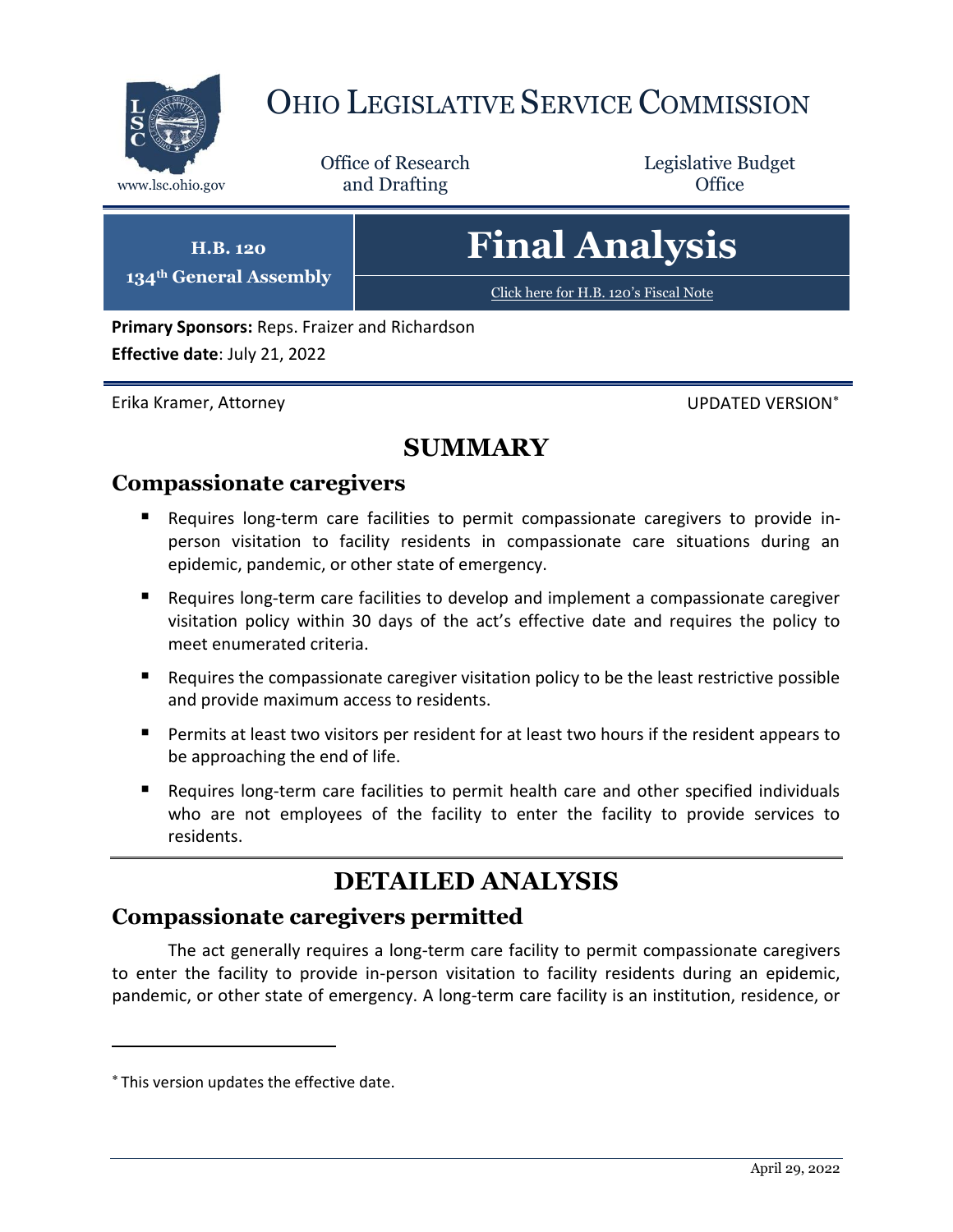# Ohio Legislative Service Commission

www.lsc.ohio.gov

Office of Research and Drafting

Legislative Budget Office

**H.B. 120**
**134th General Assembly**

# Final Analysis

Click here for H.B. 120's Fiscal Note

**Primary Sponsors:** Reps. Fraizer and Richardson

**Effective date**: July 21, 2022

Erika Kramer, Attorney

UPDATED VERSION*

## SUMMARY

### Compassionate caregivers

- Requires long-term care facilities to permit compassionate caregivers to provide in-person visitation to facility residents in compassionate care situations during an epidemic, pandemic, or other state of emergency.
- Requires long-term care facilities to develop and implement a compassionate caregiver visitation policy within 30 days of the act's effective date and requires the policy to meet enumerated criteria.
- Requires the compassionate caregiver visitation policy to be the least restrictive possible and provide maximum access to residents.
- Permits at least two visitors per resident for at least two hours if the resident appears to be approaching the end of life.
- Requires long-term care facilities to permit health care and other specified individuals who are not employees of the facility to enter the facility to provide services to residents.

## DETAILED ANALYSIS

### Compassionate caregivers permitted

The act generally requires a long-term care facility to permit compassionate caregivers to enter the facility to provide in-person visitation to facility residents during an epidemic, pandemic, or other state of emergency. A long-term care facility is an institution, residence, or

* This version updates the effective date.

April 29, 2022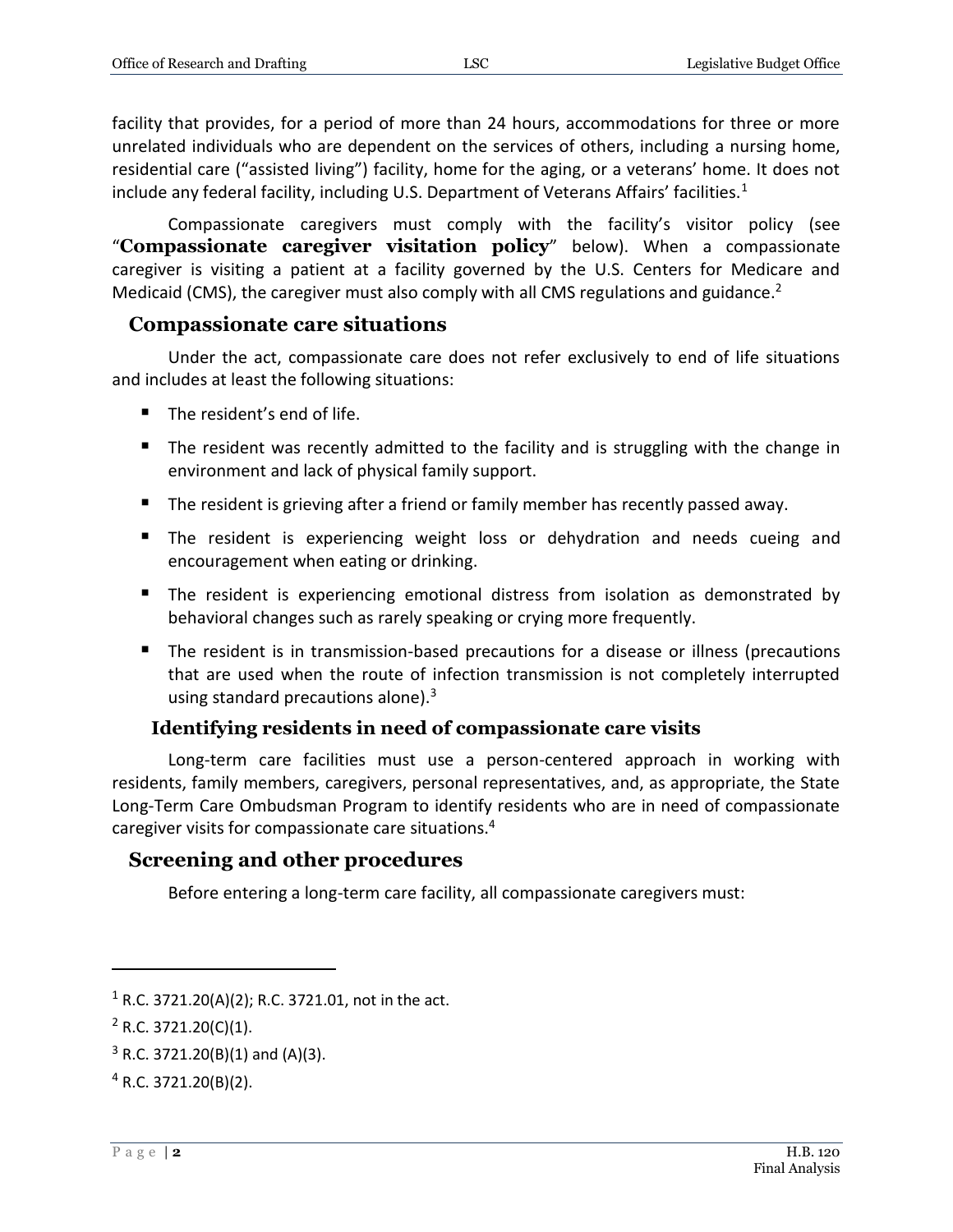facility that provides, for a period of more than 24 hours, accommodations for three or more unrelated individuals who are dependent on the services of others, including a nursing home, residential care ("assisted living") facility, home for the aging, or a veterans' home. It does not include any federal facility, including U.S. Department of Veterans Affairs' facilities.[1]

Compassionate caregivers must comply with the facility's visitor policy (see "**Compassionate caregiver visitation policy**" below). When a compassionate caregiver is visiting a patient at a facility governed by the U.S. Centers for Medicare and Medicaid (CMS), the caregiver must also comply with all CMS regulations and guidance.[2]

## Compassionate care situations

Under the act, compassionate care does not refer exclusively to end of life situations and includes at least the following situations:

- The resident's end of life.
- The resident was recently admitted to the facility and is struggling with the change in environment and lack of physical family support.
- The resident is grieving after a friend or family member has recently passed away.
- The resident is experiencing weight loss or dehydration and needs cueing and encouragement when eating or drinking.
- The resident is experiencing emotional distress from isolation as demonstrated by behavioral changes such as rarely speaking or crying more frequently.
- The resident is in transmission-based precautions for a disease or illness (precautions that are used when the route of infection transmission is not completely interrupted using standard precautions alone).[3]

### Identifying residents in need of compassionate care visits

Long-term care facilities must use a person-centered approach in working with residents, family members, caregivers, personal representatives, and, as appropriate, the State Long-Term Care Ombudsman Program to identify residents who are in need of compassionate caregiver visits for compassionate care situations.[4]

## Screening and other procedures

Before entering a long-term care facility, all compassionate caregivers must:

---

[1] R.C. 3721.20(A)(2); R.C. 3721.01, not in the act.

[2] R.C. 3721.20(C)(1).

[3] R.C. 3721.20(B)(1) and (A)(3).

[4] R.C. 3721.20(B)(2).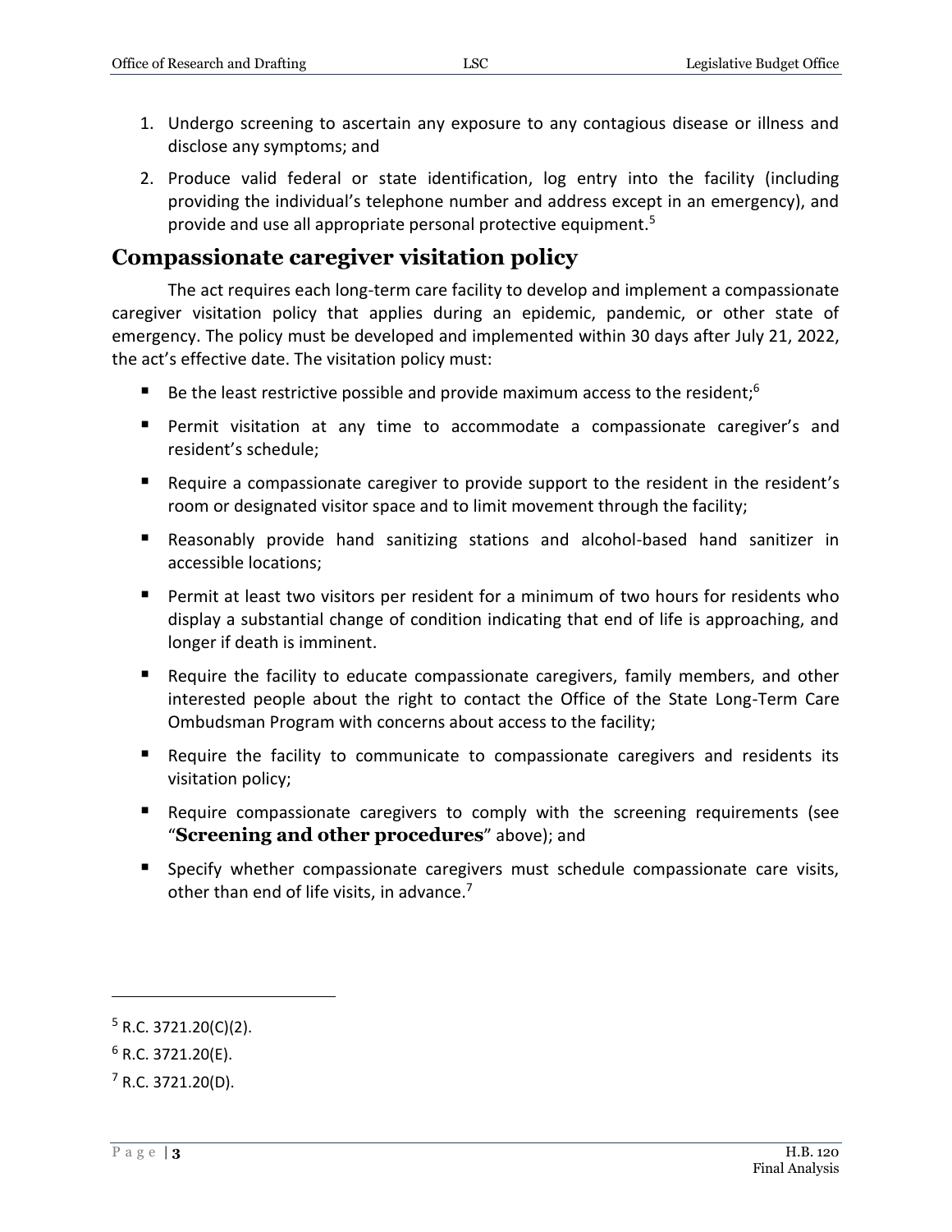1. Undergo screening to ascertain any exposure to any contagious disease or illness and disclose any symptoms; and
2. Produce valid federal or state identification, log entry into the facility (including providing the individual's telephone number and address except in an emergency), and provide and use all appropriate personal protective equipment.[5]

## Compassionate caregiver visitation policy

The act requires each long-term care facility to develop and implement a compassionate caregiver visitation policy that applies during an epidemic, pandemic, or other state of emergency. The policy must be developed and implemented within 30 days after July 21, 2022, the act's effective date. The visitation policy must:

- Be the least restrictive possible and provide maximum access to the resident;[6]
- Permit visitation at any time to accommodate a compassionate caregiver's and resident's schedule;
- Require a compassionate caregiver to provide support to the resident in the resident's room or designated visitor space and to limit movement through the facility;
- Reasonably provide hand sanitizing stations and alcohol-based hand sanitizer in accessible locations;
- Permit at least two visitors per resident for a minimum of two hours for residents who display a substantial change of condition indicating that end of life is approaching, and longer if death is imminent.
- Require the facility to educate compassionate caregivers, family members, and other interested people about the right to contact the Office of the State Long-Term Care Ombudsman Program with concerns about access to the facility;
- Require the facility to communicate to compassionate caregivers and residents its visitation policy;
- Require compassionate caregivers to comply with the screening requirements (see "**Screening and other procedures**" above); and
- Specify whether compassionate caregivers must schedule compassionate care visits, other than end of life visits, in advance.[7]

---

[5] R.C. 3721.20(C)(2).

[6] R.C. 3721.20(E).

[7] R.C. 3721.20(D).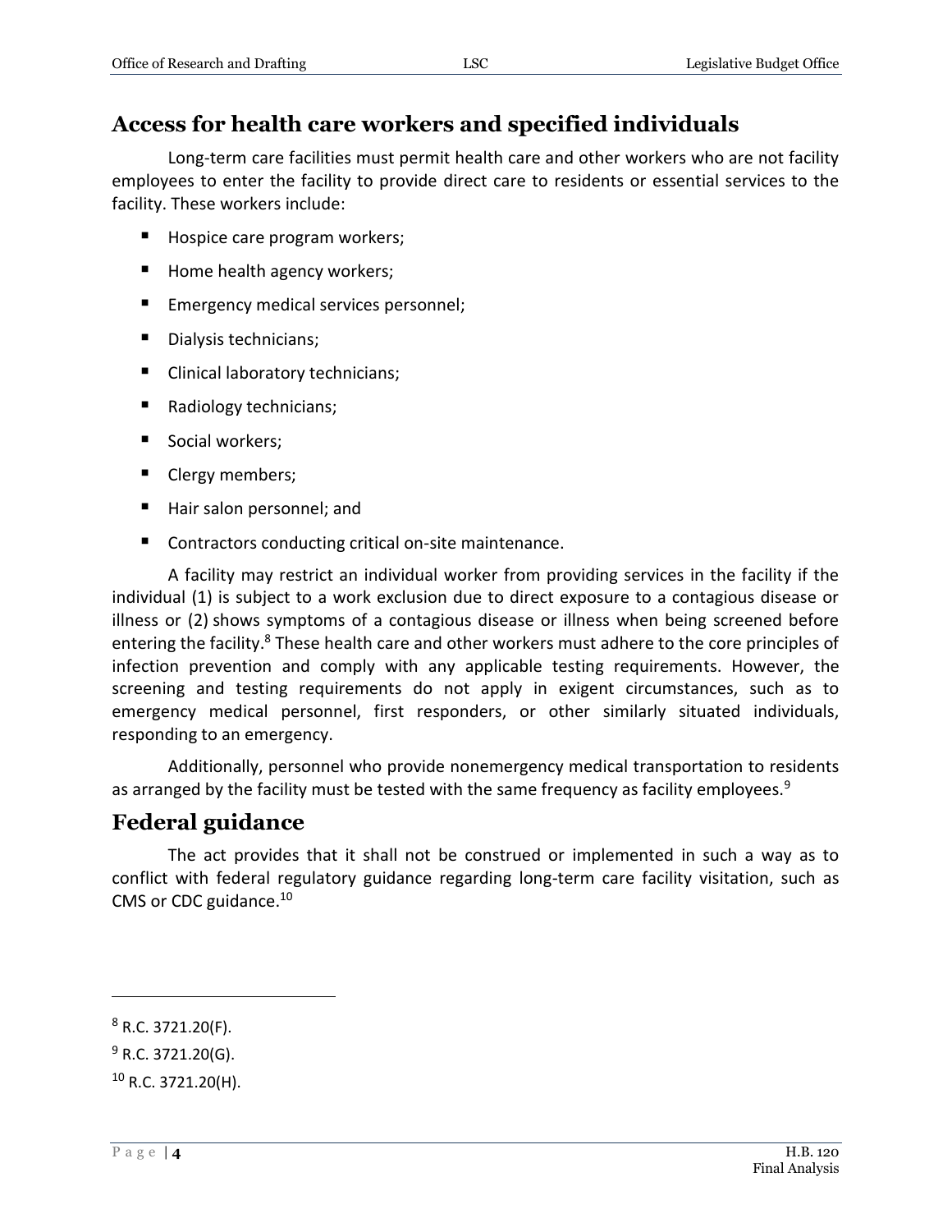## Access for health care workers and specified individuals

Long-term care facilities must permit health care and other workers who are not facility employees to enter the facility to provide direct care to residents or essential services to the facility. These workers include:

- Hospice care program workers;
- Home health agency workers;
- Emergency medical services personnel;
- Dialysis technicians;
- Clinical laboratory technicians;
- Radiology technicians;
- Social workers;
- Clergy members;
- Hair salon personnel; and
- Contractors conducting critical on-site maintenance.

A facility may restrict an individual worker from providing services in the facility if the individual (1) is subject to a work exclusion due to direct exposure to a contagious disease or illness or (2) shows symptoms of a contagious disease or illness when being screened before entering the facility.[8] These health care and other workers must adhere to the core principles of infection prevention and comply with any applicable testing requirements. However, the screening and testing requirements do not apply in exigent circumstances, such as to emergency medical personnel, first responders, or other similarly situated individuals, responding to an emergency.

Additionally, personnel who provide nonemergency medical transportation to residents as arranged by the facility must be tested with the same frequency as facility employees.[9]

## Federal guidance

The act provides that it shall not be construed or implemented in such a way as to conflict with federal regulatory guidance regarding long-term care facility visitation, such as CMS or CDC guidance.[10]

---

[8] R.C. 3721.20(F).

[9] R.C. 3721.20(G).

[10] R.C. 3721.20(H).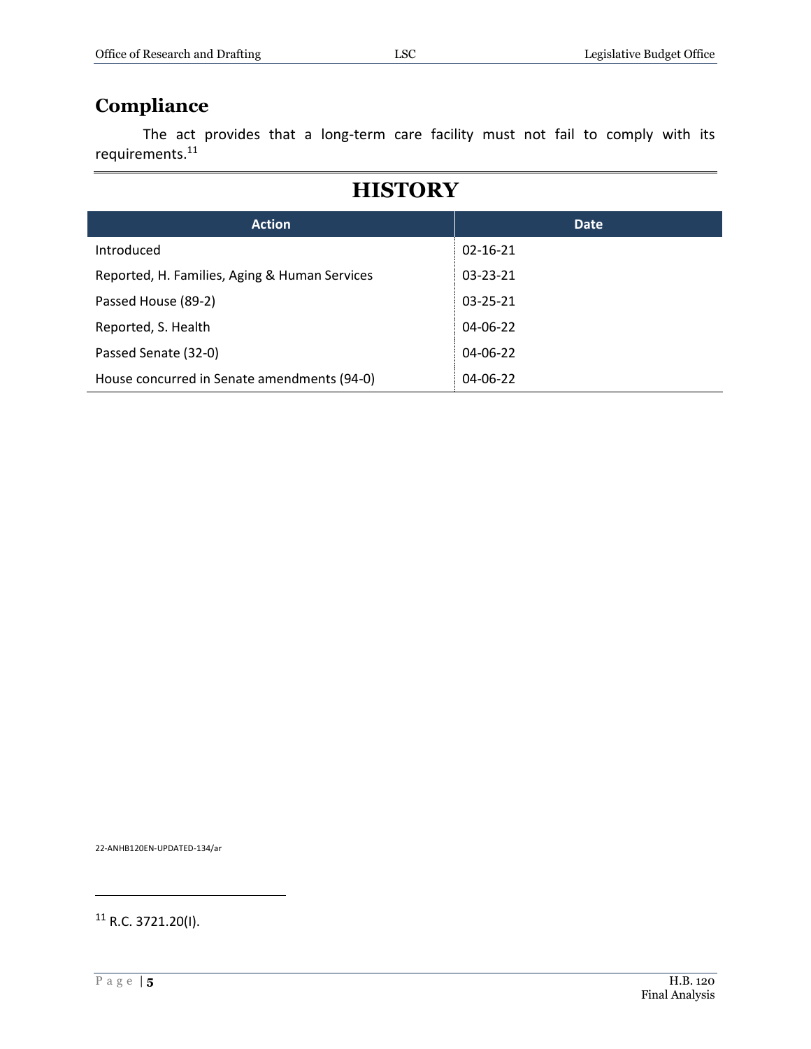## Compliance

The act provides that a long-term care facility must not fail to comply with its requirements.[11]

# HISTORY

| Action | Date |
| --- | --- |
| Introduced | 02-16-21 |
| Reported, H. Families, Aging & Human Services | 03-23-21 |
| Passed House (89-2) | 03-25-21 |
| Reported, S. Health | 04-06-22 |
| Passed Senate (32-0) | 04-06-22 |
| House concurred in Senate amendments (94-0) | 04-06-22 |

22-ANHB120EN-UPDATED-134/ar

[11] R.C. 3721.20(I).